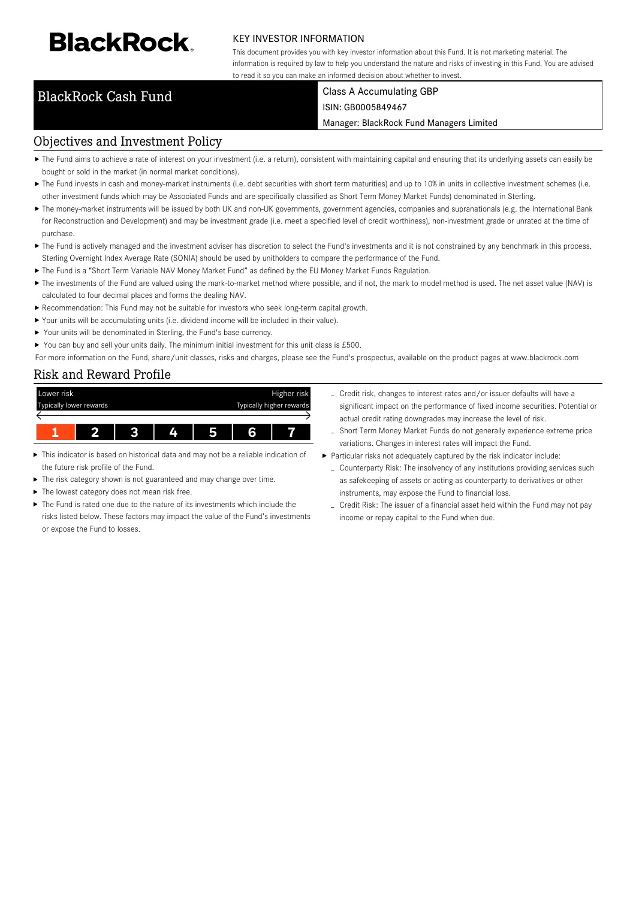BlackRock

KEY INVESTOR INFORMATION

This document provides you with key investor information about this Fund. It is not marketing material. The information is required by law to help you understand the nature and risks of investing in this Fund. You are advised to read it so you can make an informed decision about whether to invest.

# BlackRock Cash Fund

Class A Accumulating GBP

ISIN: GB0005849467

Manager: BlackRock Fund Managers Limited

## Objectives and Investment Policy

- The Fund aims to achieve a rate of interest on your investment (i.e. a return), consistent with maintaining capital and ensuring that its underlying assets can easily be bought or sold in the market (in normal market conditions).
- The Fund invests in cash and money-market instruments (i.e. debt securities with short term maturities) and up to 10% in units in collective investment schemes (i.e. other investment funds which may be Associated Funds and are specifically classified as Short Term Money Market Funds) denominated in Sterling.
- The money-market instruments will be issued by both UK and non-UK governments, government agencies, companies and supranationals (e.g. the International Bank for Reconstruction and Development) and may be investment grade (i.e. meet a specified level of credit worthiness), non-investment grade or unrated at the time of purchase.
- The Fund is actively managed and the investment adviser has discretion to select the Fund's investments and it is not constrained by any benchmark in this process. Sterling Overnight Index Average Rate (SONIA) should be used by unitholders to compare the performance of the Fund.
- The Fund is a "Short Term Variable NAV Money Market Fund" as defined by the EU Money Market Funds Regulation.
- The investments of the Fund are valued using the mark-to-market method where possible, and if not, the mark to model method is used. The net asset value (NAV) is calculated to four decimal places and forms the dealing NAV.
- Recommendation: This Fund may not be suitable for investors who seek long-term capital growth.
- Your units will be accumulating units (i.e. dividend income will be included in their value).
- Your units will be denominated in Sterling, the Fund's base currency.
- You can buy and sell your units daily. The minimum initial investment for this unit class is £500.

For more information on the Fund, share/unit classes, risks and charges, please see the Fund's prospectus, available on the product pages at www.blackrock.com

## Risk and Reward Profile

| Lower risk<br>Typically lower rewards | | | | | | Higher risk<br>Typically higher rewards |
|---|---|---|---|---|---|---|
| **1** | 2 | 3 | 4 | 5 | 6 | 7 |

- This indicator is based on historical data and may not be a reliable indication of the future risk profile of the Fund.
- The risk category shown is not guaranteed and may change over time.
- The lowest category does not mean risk free.
- The Fund is rated one due to the nature of its investments which include the risks listed below. These factors may impact the value of the Fund's investments or expose the Fund to losses.
  - Credit risk, changes to interest rates and/or issuer defaults will have a significant impact on the performance of fixed income securities. Potential or actual credit rating downgrades may increase the level of risk.
  - Short Term Money Market Funds do not generally experience extreme price variations. Changes in interest rates will impact the Fund.
- Particular risks not adequately captured by the risk indicator include:
  - Counterparty Risk: The insolvency of any institutions providing services such as safekeeping of assets or acting as counterparty to derivatives or other instruments, may expose the Fund to financial loss.
  - Credit Risk: The issuer of a financial asset held within the Fund may not pay income or repay capital to the Fund when due.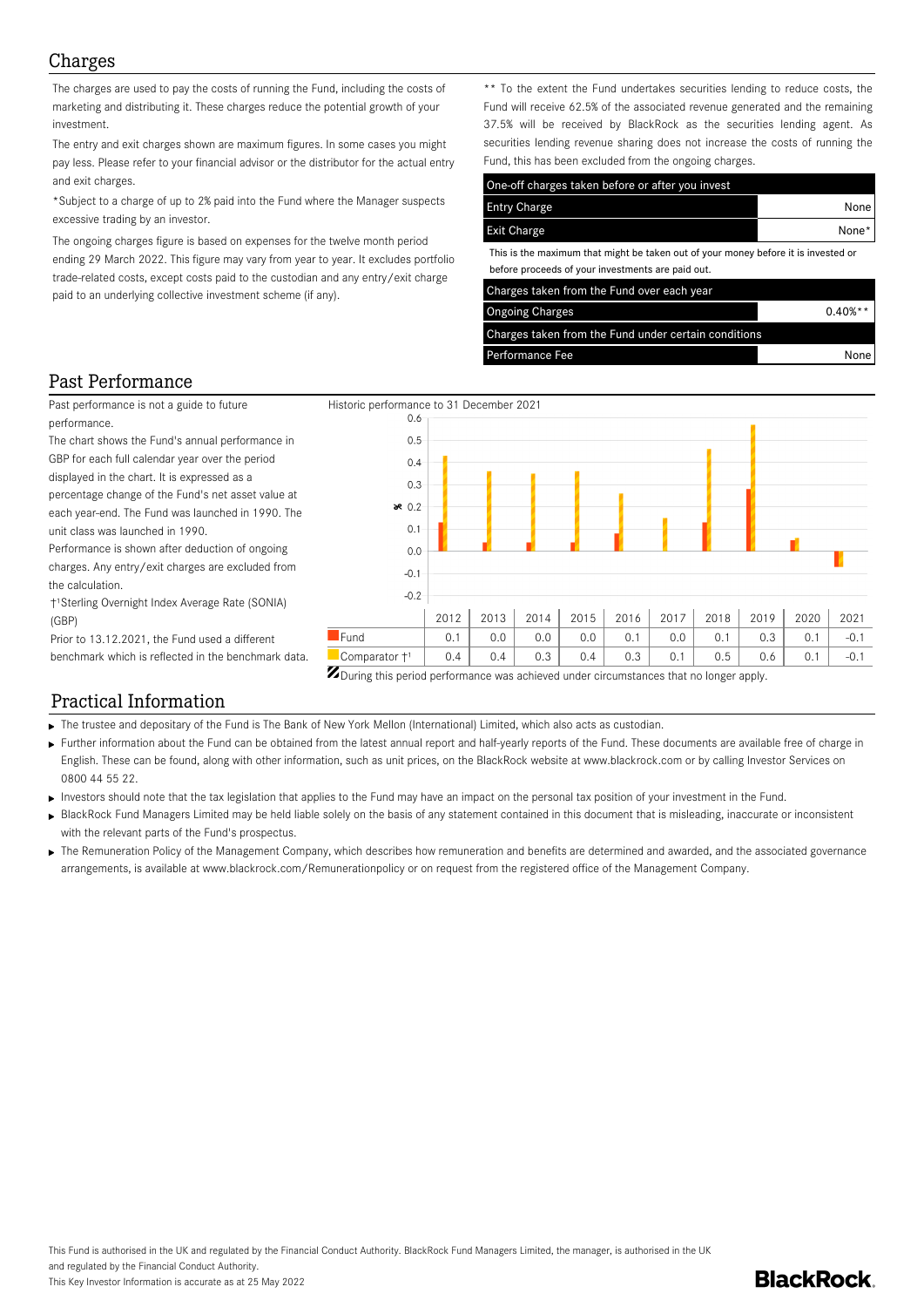## Charges

The charges are used to pay the costs of running the Fund, including the costs of marketing and distributing it. These charges reduce the potential growth of your investment.

The entry and exit charges shown are maximum figures. In some cases you might pay less. Please refer to your financial advisor or the distributor for the actual entry and exit charges.

*Subject to a charge of up to 2% paid into the Fund where the Manager suspects excessive trading by an investor.

The ongoing charges figure is based on expenses for the twelve month period ending 29 March 2022. This figure may vary from year to year. It excludes portfolio trade-related costs, except costs paid to the custodian and any entry/exit charge paid to an underlying collective investment scheme (if any).

** To the extent the Fund undertakes securities lending to reduce costs, the Fund will receive 62.5% of the associated revenue generated and the remaining 37.5% will be received by BlackRock as the securities lending agent. As securities lending revenue sharing does not increase the costs of running the Fund, this has been excluded from the ongoing charges.

| One-off charges taken before or after you invest | |
|---|---|
| Entry Charge | None |
| Exit Charge | None* |
| This is the maximum that might be taken out of your money before it is invested or before proceeds of your investments are paid out. | |
| **Charges taken from the Fund over each year** | |
| Ongoing Charges | 0.40%** |
| **Charges taken from the Fund under certain conditions** | |
| Performance Fee | None |

## Past Performance

Past performance is not a guide to future performance.

The chart shows the Fund's annual performance in GBP for each full calendar year over the period displayed in the chart. It is expressed as a percentage change of the Fund's net asset value at each year-end. The Fund was launched in 1990. The unit class was launched in 1990.

Performance is shown after deduction of ongoing charges. Any entry/exit charges are excluded from the calculation.

†[1]Sterling Overnight Index Average Rate (SONIA) (GBP)

Prior to 13.12.2021, the Fund used a different benchmark which is reflected in the benchmark data.

Historic performance to 31 December 2021

%

0.6
0.5
0.4
0.3
0.2
0.1
0.0
-0.1
-0.2

2012 2013 2014 2015 2016 2017 2018 2019 2020 2021

Fund: 0.1 0.0 0.0 0.0 0.1 0.0 0.1 0.3 0.1 -0.1

Comparator †[1]: 0.4 0.4 0.3 0.4 0.3 0.1 0.5 0.6 0.1 -0.1

During this period performance was achieved under circumstances that no longer apply.

## Practical Information

- The trustee and depositary of the Fund is The Bank of New York Mellon (International) Limited, which also acts as custodian.
- Further information about the Fund can be obtained from the latest annual report and half-yearly reports of the Fund. These documents are available free of charge in English. These can be found, along with other information, such as unit prices, on the BlackRock website at www.blackrock.com or by calling Investor Services on 0800 44 55 22.
- Investors should note that the tax legislation that applies to the Fund may have an impact on the personal tax position of your investment in the Fund.
- BlackRock Fund Managers Limited may be held liable solely on the basis of any statement contained in this document that is misleading, inaccurate or inconsistent with the relevant parts of the Fund's prospectus.
- The Remuneration Policy of the Management Company, which describes how remuneration and benefits are determined and awarded, and the associated governance arrangements, is available at www.blackrock.com/Remunerationpolicy or on request from the registered office of the Management Company.

This Fund is authorised in the UK and regulated by the Financial Conduct Authority. BlackRock Fund Managers Limited, the manager, is authorised in the UK and regulated by the Financial Conduct Authority.
This Key Investor Information is accurate as at 25 May 2022

BlackRock.